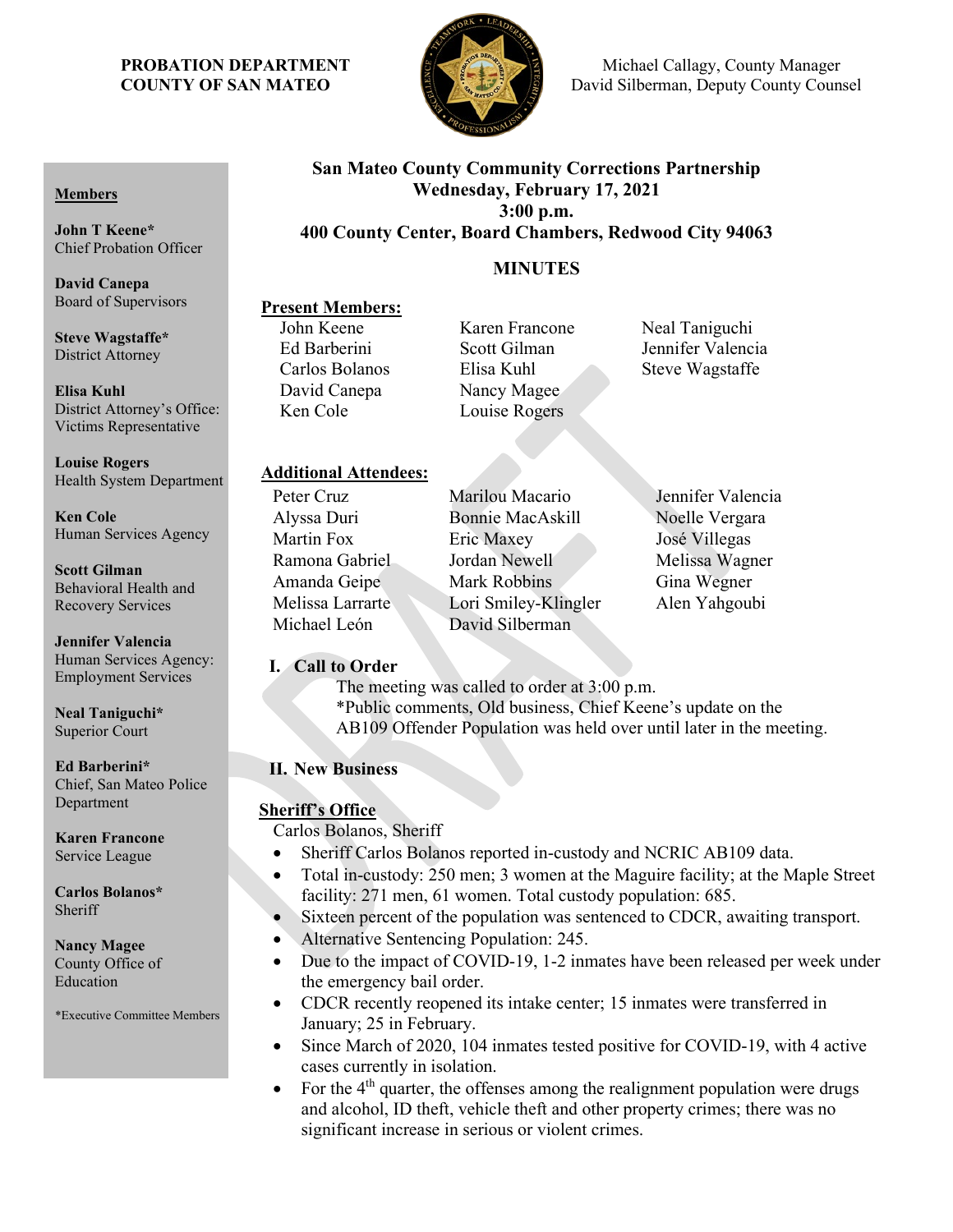**PROBATION DEPARTMENT**
**COUNTY OF SAN MATEO**

Michael Callagy, County Manager
David Silberman, Deputy County Counsel

**Members**

**John T Keene***
Chief Probation Officer

**David Canepa**
Board of Supervisors

**Steve Wagstaffe***
District Attorney

**Elisa Kuhl**
District Attorney's Office: Victims Representative

**Louise Rogers**
Health System Department

**Ken Cole**
Human Services Agency

**Scott Gilman**
Behavioral Health and Recovery Services

**Jennifer Valencia**
Human Services Agency: Employment Services

**Neal Taniguchi***
Superior Court

**Ed Barberini***
Chief, San Mateo Police Department

**Karen Francone**
Service League

**Carlos Bolanos***
Sheriff

**Nancy Magee**
County Office of Education

*Executive Committee Members

# San Mateo County Community Corrections Partnership
**Wednesday, February 17, 2021**
**3:00 p.m.**
**400 County Center, Board Chambers, Redwood City 94063**

## MINUTES

**Present Members:**

John Keene
Ed Barberini
Carlos Bolanos
David Canepa
Ken Cole
Karen Francone
Scott Gilman
Elisa Kuhl
Nancy Magee
Louise Rogers
Neal Taniguchi
Jennifer Valencia
Steve Wagstaffe

**Additional Attendees:**

Peter Cruz
Alyssa Duri
Martin Fox
Ramona Gabriel
Amanda Geipe
Melissa Larrarte
Michael León
Marilou Macario
Bonnie MacAskill
Eric Maxey
Jordan Newell
Mark Robbins
Lori Smiley-Klingler
David Silberman
Jennifer Valencia
Noelle Vergara
José Villegas
Melissa Wagner
Gina Wegner
Alen Yahgoubi

**I. Call to Order**

The meeting was called to order at 3:00 p.m.
*Public comments, Old business, Chief Keene's update on the AB109 Offender Population was held over until later in the meeting.

**II. New Business**

**Sheriff's Office**

Carlos Bolanos, Sheriff

- Sheriff Carlos Bolanos reported in-custody and NCRIC AB109 data.
- Total in-custody: 250 men; 3 women at the Maguire facility; at the Maple Street facility: 271 men, 61 women. Total custody population: 685.
- Sixteen percent of the population was sentenced to CDCR, awaiting transport.
- Alternative Sentencing Population: 245.
- Due to the impact of COVID-19, 1-2 inmates have been released per week under the emergency bail order.
- CDCR recently reopened its intake center; 15 inmates were transferred in January; 25 in February.
- Since March of 2020, 104 inmates tested positive for COVID-19, with 4 active cases currently in isolation.
- For the 4th quarter, the offenses among the realignment population were drugs and alcohol, ID theft, vehicle theft and other property crimes; there was no significant increase in serious or violent crimes.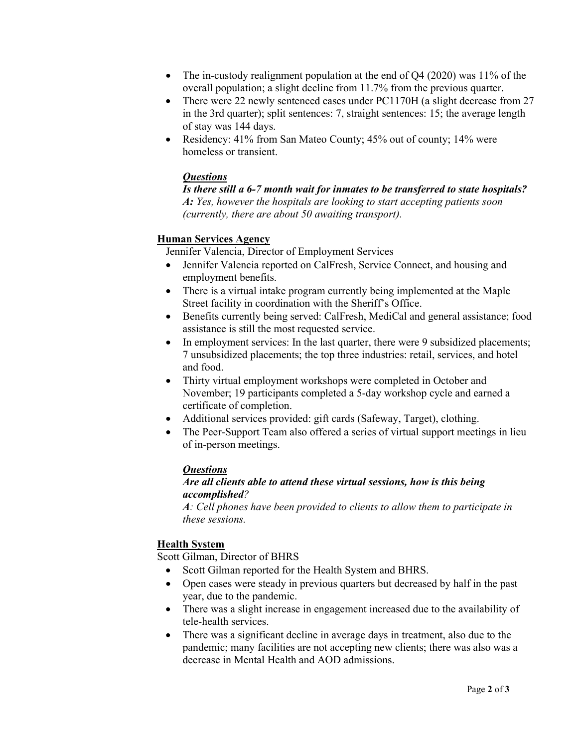- The in-custody realignment population at the end of Q4 (2020) was 11% of the overall population; a slight decline from 11.7% from the previous quarter.
- There were 22 newly sentenced cases under PC1170H (a slight decrease from 27 in the 3rd quarter); split sentences: 7, straight sentences: 15; the average length of stay was 144 days.
- Residency: 41% from San Mateo County; 45% out of county; 14% were homeless or transient.

***Questions***

***Is there still a 6-7 month wait for inmates to be transferred to state hospitals?***
***A:*** *Yes, however the hospitals are looking to start accepting patients soon (currently, there are about 50 awaiting transport).*

**Human Services Agency**

Jennifer Valencia, Director of Employment Services

- Jennifer Valencia reported on CalFresh, Service Connect, and housing and employment benefits.
- There is a virtual intake program currently being implemented at the Maple Street facility in coordination with the Sheriff's Office.
- Benefits currently being served: CalFresh, MediCal and general assistance; food assistance is still the most requested service.
- In employment services: In the last quarter, there were 9 subsidized placements; 7 unsubsidized placements; the top three industries: retail, services, and hotel and food.
- Thirty virtual employment workshops were completed in October and November; 19 participants completed a 5-day workshop cycle and earned a certificate of completion.
- Additional services provided: gift cards (Safeway, Target), clothing.
- The Peer-Support Team also offered a series of virtual support meetings in lieu of in-person meetings.

***Questions***

***Are all clients able to attend these virtual sessions, how is this being accomplished****?*
***A****: Cell phones have been provided to clients to allow them to participate in these sessions.*

**Health System**

Scott Gilman, Director of BHRS

- Scott Gilman reported for the Health System and BHRS.
- Open cases were steady in previous quarters but decreased by half in the past year, due to the pandemic.
- There was a slight increase in engagement increased due to the availability of tele-health services.
- There was a significant decline in average days in treatment, also due to the pandemic; many facilities are not accepting new clients; there was also was a decrease in Mental Health and AOD admissions.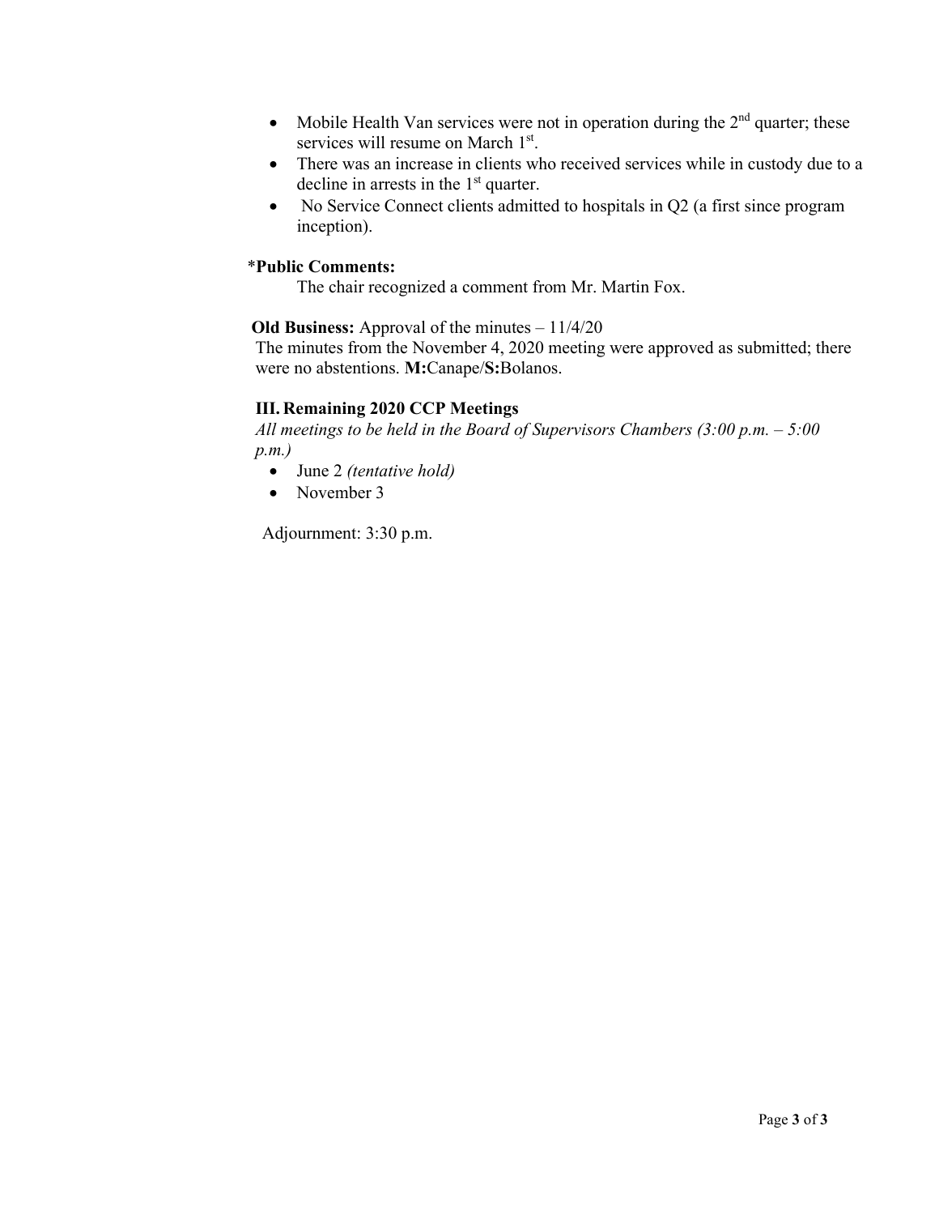- Mobile Health Van services were not in operation during the 2nd quarter; these services will resume on March 1st.
- There was an increase in clients who received services while in custody due to a decline in arrests in the 1st quarter.
- No Service Connect clients admitted to hospitals in Q2 (a first since program inception).

**\*Public Comments:**

The chair recognized a comment from Mr. Martin Fox.

**Old Business:** Approval of the minutes – 11/4/20

The minutes from the November 4, 2020 meeting were approved as submitted; there were no abstentions. **M:**Canape/**S:**Bolanos.

### III. Remaining 2020 CCP Meetings

*All meetings to be held in the Board of Supervisors Chambers (3:00 p.m. – 5:00 p.m.)*

- June 2 *(tentative hold)*
- November 3

Adjournment: 3:30 p.m.